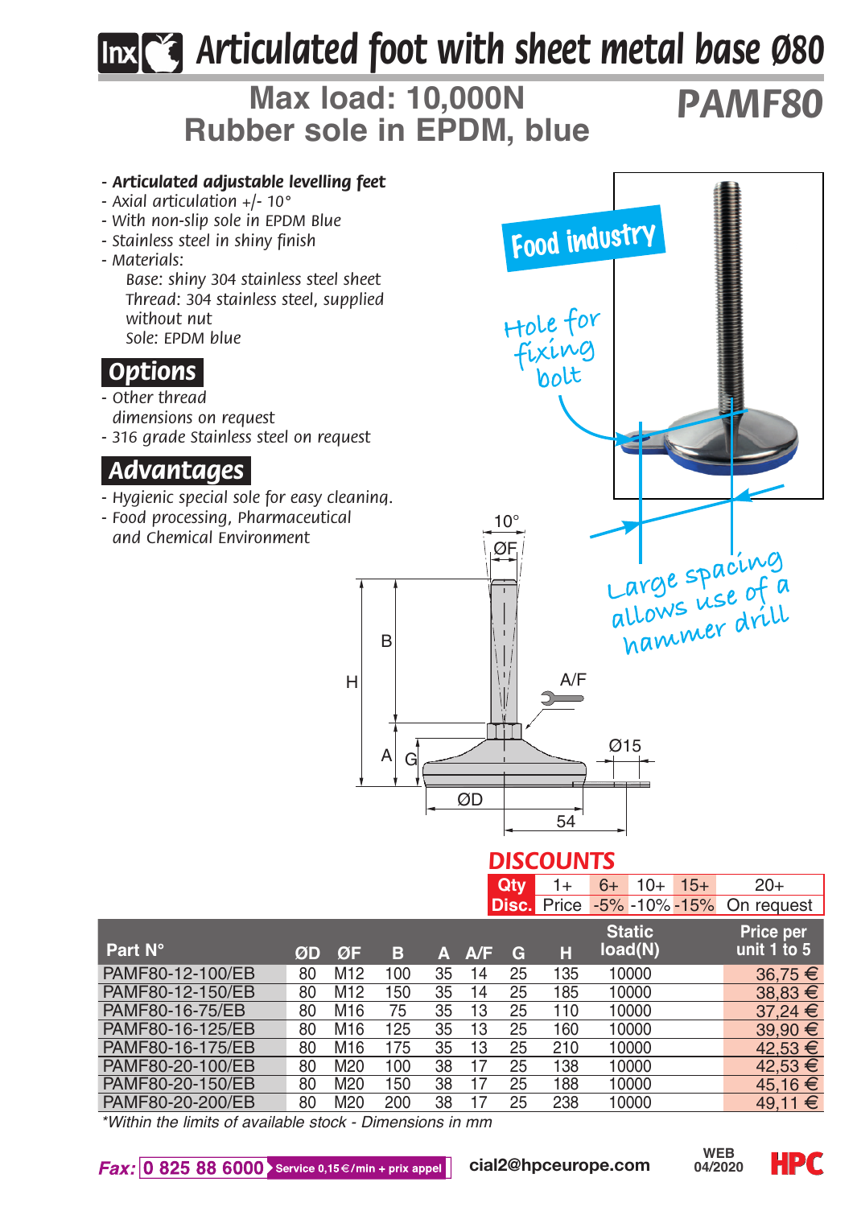# Articulated foot with sheet metal base Ø80

## Max load: 10,000N
## Rubber sole in EPDM, blue

## PAMF80

- ***Articulated adjustable levelling feet***
- *Axial articulation +/- 10°*
- *With non-slip sole in EPDM Blue*
- *Stainless steel in shiny finish*
- *Materials:*
  *Base: shiny 304 stainless steel sheet*
  *Thread: 304 stainless steel, supplied without nut*
  *Sole: EPDM blue*

## Options

- *Other thread dimensions on request*
- *316 grade Stainless steel on request*

## Advantages

- *Hygienic special sole for easy cleaning.*
- *Food processing, Pharmaceutical and Chemical Environment*

Food industry

Hole for fixing bolt

Large spacing allows use of a hammer drill

10° ØF B H A/F A G Ø15 ØD 54

## DISCOUNTS

| Qty | 1+ | 6+ | 10+ | 15+ | 20+ |
|---|---|---|---|---|---|
| Disc. | Price | -5% | -10% | -15% | On request |

| Part N° | ØD | ØF | B | A | A/F | G | H | Static load(N) | Price per unit 1 to 5 |
|---|---|---|---|---|---|---|---|---|---|
| PAMF80-12-100/EB | 80 | M12 | 100 | 35 | 14 | 25 | 135 | 10000 | 36,75 € |
| PAMF80-12-150/EB | 80 | M12 | 150 | 35 | 14 | 25 | 185 | 10000 | 38,83 € |
| PAMF80-16-75/EB | 80 | M16 | 75 | 35 | 13 | 25 | 110 | 10000 | 37,24 € |
| PAMF80-16-125/EB | 80 | M16 | 125 | 35 | 13 | 25 | 160 | 10000 | 39,90 € |
| PAMF80-16-175/EB | 80 | M16 | 175 | 35 | 13 | 25 | 210 | 10000 | 42,53 € |
| PAMF80-20-100/EB | 80 | M20 | 100 | 38 | 17 | 25 | 138 | 10000 | 42,53 € |
| PAMF80-20-150/EB | 80 | M20 | 150 | 38 | 17 | 25 | 188 | 10000 | 45,16 € |
| PAMF80-20-200/EB | 80 | M20 | 200 | 38 | 17 | 25 | 238 | 10000 | 49,11 € |

*\*Within the limits of available stock - Dimensions in mm*

*Fax:* 0 825 88 6000 Service 0,15€/min + prix appel    cial2@hpceurope.com    WEB 04/2020    HPC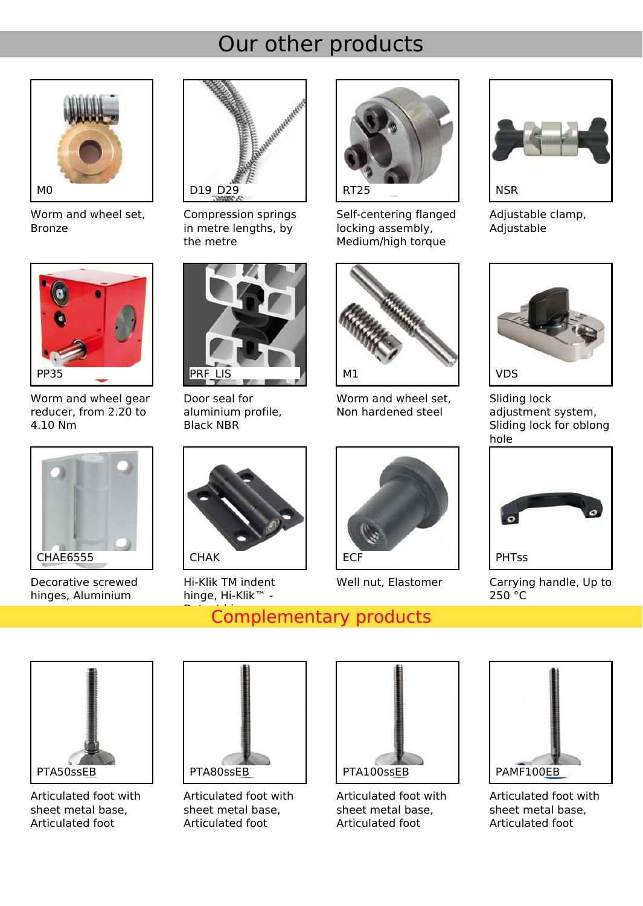# Our other products

M0

Worm and wheel set, Bronze

D19_D29

Compression springs in metre lengths, by the metre

RT25

Self-centering flanged locking assembly, Medium/high torque

NSR

Adjustable clamp, Adjustable

PP35

Worm and wheel gear reducer, from 2.20 to 4.10 Nm

PRF_LIS

Door seal for aluminium profile, Black NBR

M1

Worm and wheel set, Non hardened steel

VDS

Sliding lock adjustment system, Sliding lock for oblong hole

CHAE6555

Decorative screwed hinges, Aluminium

CHAK

Hi-Klik TM indent hinge, Hi-Klik™ -

ECF

Well nut, Elastomer

PHTss

Carrying handle, Up to 250 °C

# Complementary products

PTA50ssEB

Articulated foot with sheet metal base, Articulated foot

PTA80ssEB

Articulated foot with sheet metal base, Articulated foot

PTA100ssEB

Articulated foot with sheet metal base, Articulated foot

PAMF100EB

Articulated foot with sheet metal base, Articulated foot